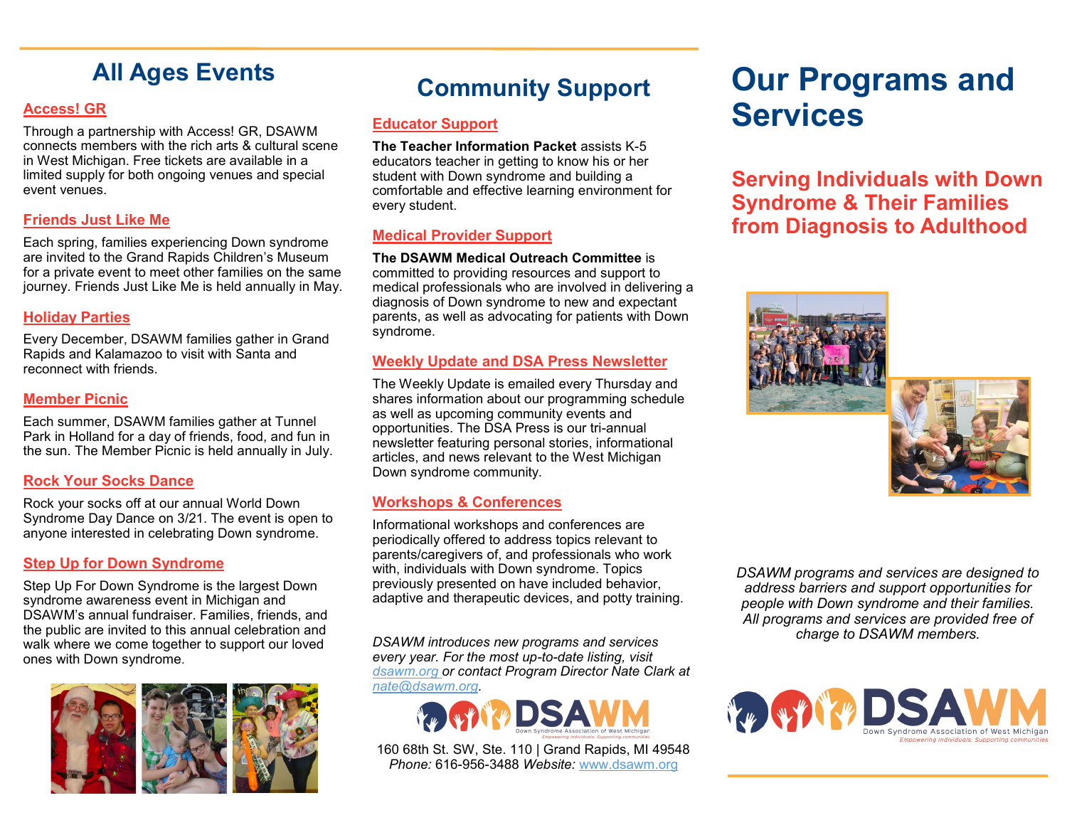## All Ages Events

### Access! GR

Through a partnership with Access! GR, DSAWM connects members with the rich arts & cultural scene in West Michigan. Free tickets are available in a limited supply for both ongoing venues and special event venues.

### Friends Just Like Me

Each spring, families experiencing Down syndrome are invited to the Grand Rapids Children's Museum for a private event to meet other families on the same journey. Friends Just Like Me is held annually in May.

### Holiday Parties

Every December, DSAWM families gather in Grand Rapids and Kalamazoo to visit with Santa and reconnect with friends.

### Member Picnic

Each summer, DSAWM families gather at Tunnel Park in Holland for a day of friends, food, and fun in the sun. The Member Picnic is held annually in July.

### Rock Your Socks Dance

Rock your socks off at our annual World Down Syndrome Day Dance on 3/21. The event is open to anyone interested in celebrating Down syndrome.

### Step Up for Down Syndrome

Step Up For Down Syndrome is the largest Down syndrome awareness event in Michigan and DSAWM's annual fundraiser. Families, friends, and the public are invited to this annual celebration and walk where we come together to support our loved ones with Down syndrome.

## Community Support

### Educator Support

**The Teacher Information Packet** assists K-5 educators teacher in getting to know his or her student with Down syndrome and building a comfortable and effective learning environment for every student.

### Medical Provider Support

**The DSAWM Medical Outreach Committee** is committed to providing resources and support to medical professionals who are involved in delivering a diagnosis of Down syndrome to new and expectant parents, as well as advocating for patients with Down syndrome.

### Weekly Update and DSA Press Newsletter

The Weekly Update is emailed every Thursday and shares information about our programming schedule as well as upcoming community events and opportunities. The DSA Press is our tri-annual newsletter featuring personal stories, informational articles, and news relevant to the West Michigan Down syndrome community.

### Workshops & Conferences

Informational workshops and conferences are periodically offered to address topics relevant to parents/caregivers of, and professionals who work with, individuals with Down syndrome. Topics previously presented on have included behavior, adaptive and therapeutic devices, and potty training.

*DSAWM introduces new programs and services every year. For the most up-to-date listing, visit dsawm.org or contact Program Director Nate Clark at nate@dsawm.org.*

DSAWM
Down Syndrome Association of West Michigan
*Empowering individuals. Supporting communities*

160 68th St. SW, Ste. 110 | Grand Rapids, MI 49548
*Phone:* 616-956-3488 *Website:* www.dsawm.org

# Our Programs and Services

## Serving Individuals with Down Syndrome & Their Families from Diagnosis to Adulthood

*DSAWM programs and services are designed to address barriers and support opportunities for people with Down syndrome and their families. All programs and services are provided free of charge to DSAWM members.*

DSAWM
Down Syndrome Association of West Michigan
*Empowering individuals. Supporting communities*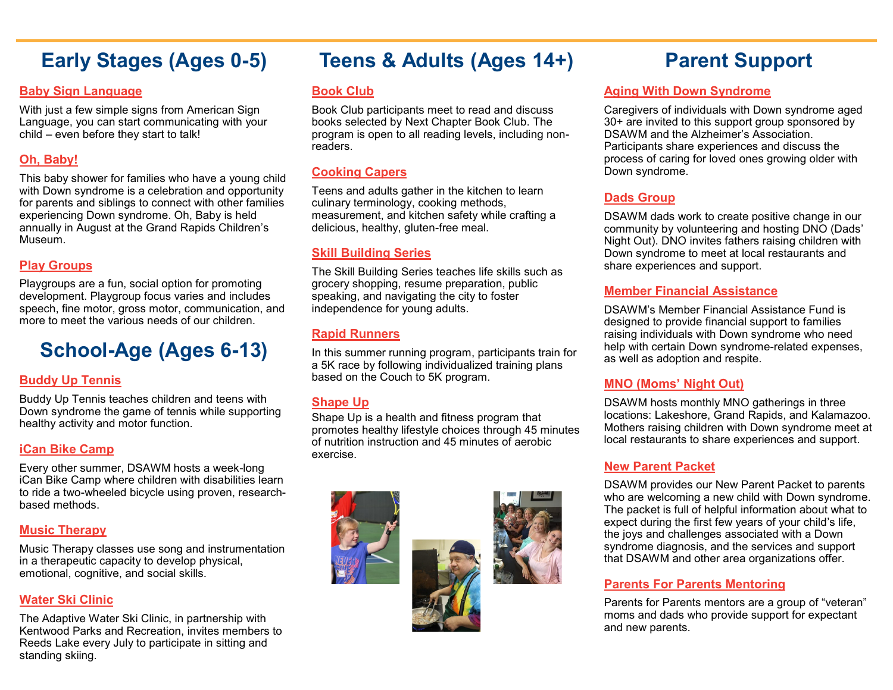# Early Stages (Ages 0-5)

### Baby Sign Language

With just a few simple signs from American Sign Language, you can start communicating with your child – even before they start to talk!

### Oh, Baby!

This baby shower for families who have a young child with Down syndrome is a celebration and opportunity for parents and siblings to connect with other families experiencing Down syndrome. Oh, Baby is held annually in August at the Grand Rapids Children's Museum.

### Play Groups

Playgroups are a fun, social option for promoting development. Playgroup focus varies and includes speech, fine motor, gross motor, communication, and more to meet the various needs of our children.

# School-Age (Ages 6-13)

### Buddy Up Tennis

Buddy Up Tennis teaches children and teens with Down syndrome the game of tennis while supporting healthy activity and motor function.

### iCan Bike Camp

Every other summer, DSAWM hosts a week-long iCan Bike Camp where children with disabilities learn to ride a two-wheeled bicycle using proven, research-based methods.

### Music Therapy

Music Therapy classes use song and instrumentation in a therapeutic capacity to develop physical, emotional, cognitive, and social skills.

### Water Ski Clinic

The Adaptive Water Ski Clinic, in partnership with Kentwood Parks and Recreation, invites members to Reeds Lake every July to participate in sitting and standing skiing.

# Teens & Adults (Ages 14+)

### Book Club

Book Club participants meet to read and discuss books selected by Next Chapter Book Club. The program is open to all reading levels, including non-readers.

### Cooking Capers

Teens and adults gather in the kitchen to learn culinary terminology, cooking methods, measurement, and kitchen safety while crafting a delicious, healthy, gluten-free meal.

### Skill Building Series

The Skill Building Series teaches life skills such as grocery shopping, resume preparation, public speaking, and navigating the city to foster independence for young adults.

### Rapid Runners

In this summer running program, participants train for a 5K race by following individualized training plans based on the Couch to 5K program.

### Shape Up

Shape Up is a health and fitness program that promotes healthy lifestyle choices through 45 minutes of nutrition instruction and 45 minutes of aerobic exercise.

# Parent Support

### Aging With Down Syndrome

Caregivers of individuals with Down syndrome aged 30+ are invited to this support group sponsored by DSAWM and the Alzheimer's Association. Participants share experiences and discuss the process of caring for loved ones growing older with Down syndrome.

### Dads Group

DSAWM dads work to create positive change in our community by volunteering and hosting DNO (Dads' Night Out). DNO invites fathers raising children with Down syndrome to meet at local restaurants and share experiences and support.

### Member Financial Assistance

DSAWM's Member Financial Assistance Fund is designed to provide financial support to families raising individuals with Down syndrome who need help with certain Down syndrome-related expenses, as well as adoption and respite.

### MNO (Moms' Night Out)

DSAWM hosts monthly MNO gatherings in three locations: Lakeshore, Grand Rapids, and Kalamazoo. Mothers raising children with Down syndrome meet at local restaurants to share experiences and support.

### New Parent Packet

DSAWM provides our New Parent Packet to parents who are welcoming a new child with Down syndrome. The packet is full of helpful information about what to expect during the first few years of your child's life, the joys and challenges associated with a Down syndrome diagnosis, and the services and support that DSAWM and other area organizations offer.

### Parents For Parents Mentoring

Parents for Parents mentors are a group of "veteran" moms and dads who provide support for expectant and new parents.